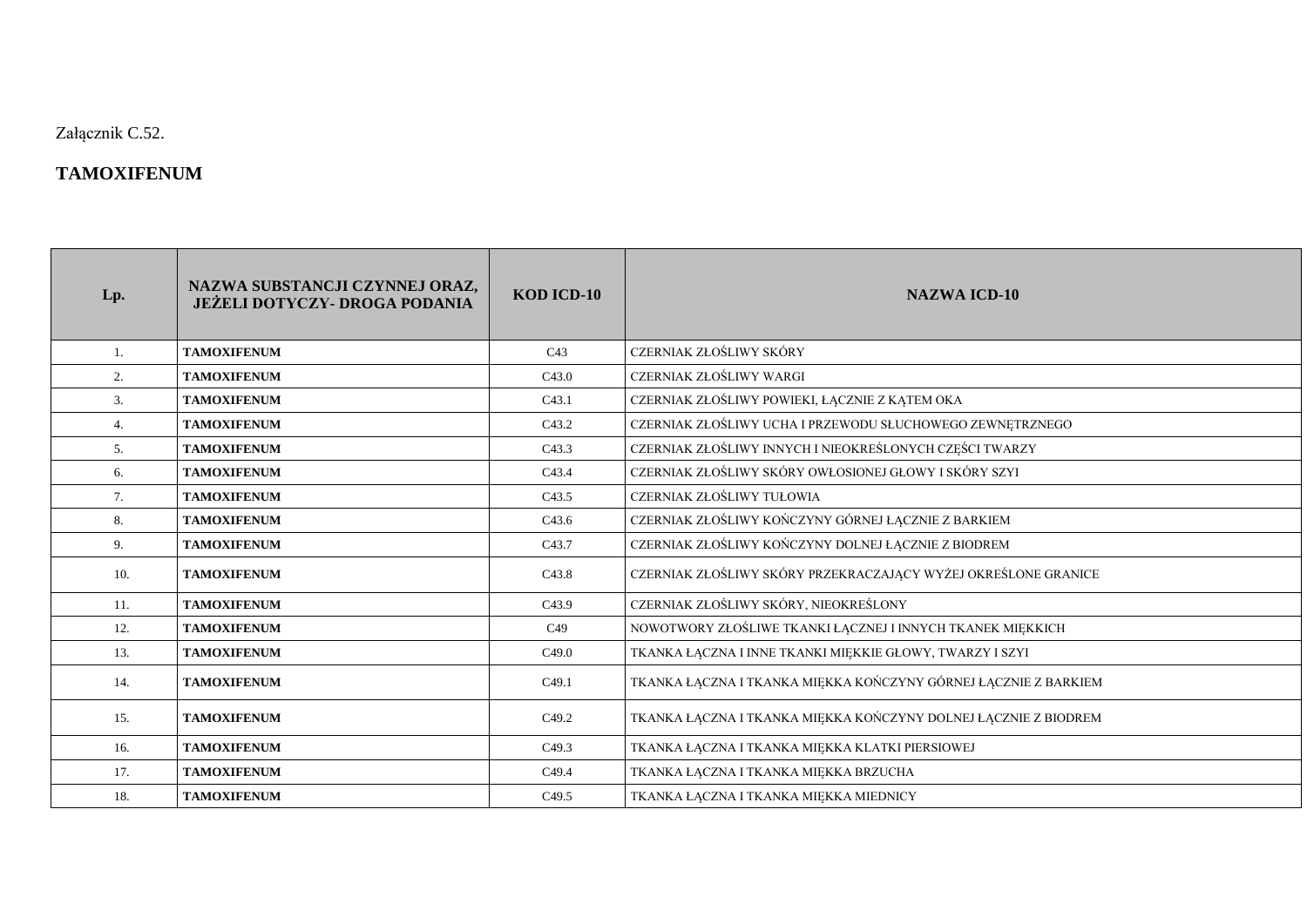Załącznik C.52.

## TAMOXIFENUM

| Lp. | NAZWA SUBSTANCJI CZYNNEJ ORAZ, JEŻELI DOTYCZY- DROGA PODANIA | KOD ICD-10 | NAZWA ICD-10 |
|---|---|---|---|
| 1. | **TAMOXIFENUM** | C43 | CZERNIAK ZŁOŚLIWY SKÓRY |
| 2. | **TAMOXIFENUM** | C43.0 | CZERNIAK ZŁOŚLIWY WARGI |
| 3. | **TAMOXIFENUM** | C43.1 | CZERNIAK ZŁOŚLIWY POWIEKI, ŁĄCZNIE Z KĄTEM OKA |
| 4. | **TAMOXIFENUM** | C43.2 | CZERNIAK ZŁOŚLIWY UCHA I PRZEWODU SŁUCHOWEGO ZEWNĘTRZNEGO |
| 5. | **TAMOXIFENUM** | C43.3 | CZERNIAK ZŁOŚLIWY INNYCH I NIEOKREŚLONYCH CZĘŚCI TWARZY |
| 6. | **TAMOXIFENUM** | C43.4 | CZERNIAK ZŁOŚLIWY SKÓRY OWŁOSIONEJ GŁOWY I SKÓRY SZYI |
| 7. | **TAMOXIFENUM** | C43.5 | CZERNIAK ZŁOŚLIWY TUŁOWIA |
| 8. | **TAMOXIFENUM** | C43.6 | CZERNIAK ZŁOŚLIWY KOŃCZYNY GÓRNEJ ŁĄCZNIE Z BARKIEM |
| 9. | **TAMOXIFENUM** | C43.7 | CZERNIAK ZŁOŚLIWY KOŃCZYNY DOLNEJ ŁĄCZNIE Z BIODREM |
| 10. | **TAMOXIFENUM** | C43.8 | CZERNIAK ZŁOŚLIWY SKÓRY PRZEKRACZAJĄCY WYŻEJ OKREŚLONE GRANICE |
| 11. | **TAMOXIFENUM** | C43.9 | CZERNIAK ZŁOŚLIWY SKÓRY, NIEOKREŚLONY |
| 12. | **TAMOXIFENUM** | C49 | NOWOTWORY ZŁOŚLIWE TKANKI ŁĄCZNEJ I INNYCH TKANEK MIĘKKICH |
| 13. | **TAMOXIFENUM** | C49.0 | TKANKA ŁĄCZNA I INNE TKANKI MIĘKKIE GŁOWY, TWARZY I SZYI |
| 14. | **TAMOXIFENUM** | C49.1 | TKANKA ŁĄCZNA I TKANKA MIĘKKA KOŃCZYNY GÓRNEJ ŁĄCZNIE Z BARKIEM |
| 15. | **TAMOXIFENUM** | C49.2 | TKANKA ŁĄCZNA I TKANKA MIĘKKA KOŃCZYNY DOLNEJ ŁĄCZNIE Z BIODREM |
| 16. | **TAMOXIFENUM** | C49.3 | TKANKA ŁĄCZNA I TKANKA MIĘKKA KLATKI PIERSIOWEJ |
| 17. | **TAMOXIFENUM** | C49.4 | TKANKA ŁĄCZNA I TKANKA MIĘKKA BRZUCHA |
| 18. | **TAMOXIFENUM** | C49.5 | TKANKA ŁĄCZNA I TKANKA MIĘKKA MIEDNICY |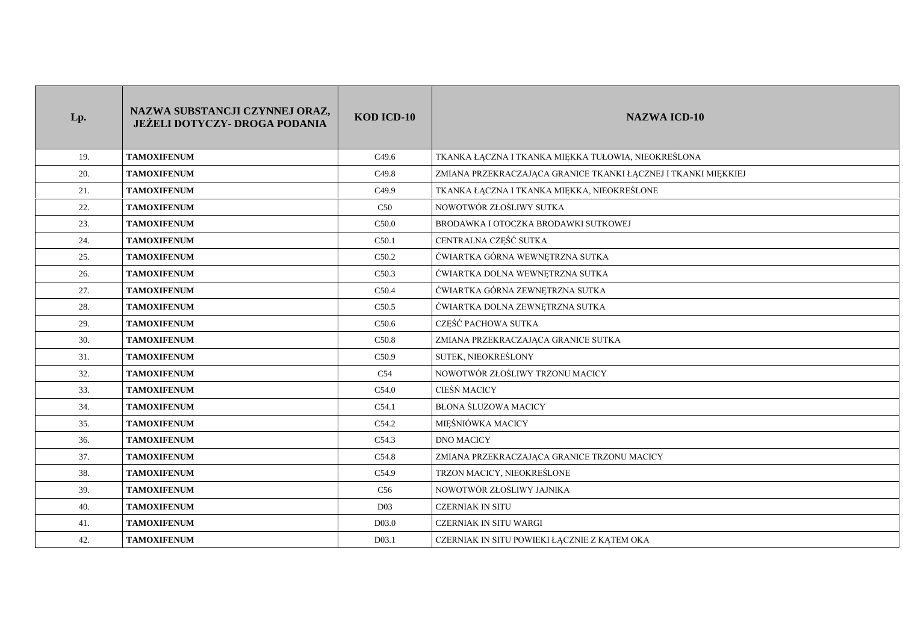| Lp. | NAZWA SUBSTANCJI CZYNNEJ ORAZ, JEŻELI DOTYCZY- DROGA PODANIA | KOD ICD-10 | NAZWA ICD-10 |
| --- | --- | --- | --- |
| 19. | **TAMOXIFENUM** | C49.6 | TKANKA ŁĄCZNA I TKANKA MIĘKKA TUŁOWIA, NIEOKREŚLONA |
| 20. | **TAMOXIFENUM** | C49.8 | ZMIANA PRZEKRACZAJĄCA GRANICE TKANKI ŁĄCZNEJ I TKANKI MIĘKKIEJ |
| 21. | **TAMOXIFENUM** | C49.9 | TKANKA ŁĄCZNA I TKANKA MIĘKKA, NIEOKREŚLONE |
| 22. | **TAMOXIFENUM** | C50 | NOWOTWÓR ZŁOŚLIWY SUTKA |
| 23. | **TAMOXIFENUM** | C50.0 | BRODAWKA I OTOCZKA BRODAWKI SUTKOWEJ |
| 24. | **TAMOXIFENUM** | C50.1 | CENTRALNA CZĘŚĆ SUTKA |
| 25. | **TAMOXIFENUM** | C50.2 | ĆWIARTKA GÓRNA WEWNĘTRZNA SUTKA |
| 26. | **TAMOXIFENUM** | C50.3 | ĆWIARTKA DOLNA WEWNĘTRZNA SUTKA |
| 27. | **TAMOXIFENUM** | C50.4 | ĆWIARTKA GÓRNA ZEWNĘTRZNA SUTKA |
| 28. | **TAMOXIFENUM** | C50.5 | ĆWIARTKA DOLNA ZEWNĘTRZNA SUTKA |
| 29. | **TAMOXIFENUM** | C50.6 | CZĘŚĆ PACHOWA SUTKA |
| 30. | **TAMOXIFENUM** | C50.8 | ZMIANA PRZEKRACZAJĄCA GRANICE SUTKA |
| 31. | **TAMOXIFENUM** | C50.9 | SUTEK, NIEOKREŚLONY |
| 32. | **TAMOXIFENUM** | C54 | NOWOTWÓR ZŁOŚLIWY TRZONU MACICY |
| 33. | **TAMOXIFENUM** | C54.0 | CIEŚŃ MACICY |
| 34. | **TAMOXIFENUM** | C54.1 | BŁONA ŚLUZOWA MACICY |
| 35. | **TAMOXIFENUM** | C54.2 | MIĘŚNIÓWKA MACICY |
| 36. | **TAMOXIFENUM** | C54.3 | DNO MACICY |
| 37. | **TAMOXIFENUM** | C54.8 | ZMIANA PRZEKRACZAJĄCA GRANICE TRZONU MACICY |
| 38. | **TAMOXIFENUM** | C54.9 | TRZON MACICY, NIEOKREŚLONE |
| 39. | **TAMOXIFENUM** | C56 | NOWOTWÓR ZŁOŚLIWY JAJNIKA |
| 40. | **TAMOXIFENUM** | D03 | CZERNIAK IN SITU |
| 41. | **TAMOXIFENUM** | D03.0 | CZERNIAK IN SITU WARGI |
| 42. | **TAMOXIFENUM** | D03.1 | CZERNIAK IN SITU POWIEKI ŁĄCZNIE Z KĄTEM OKA |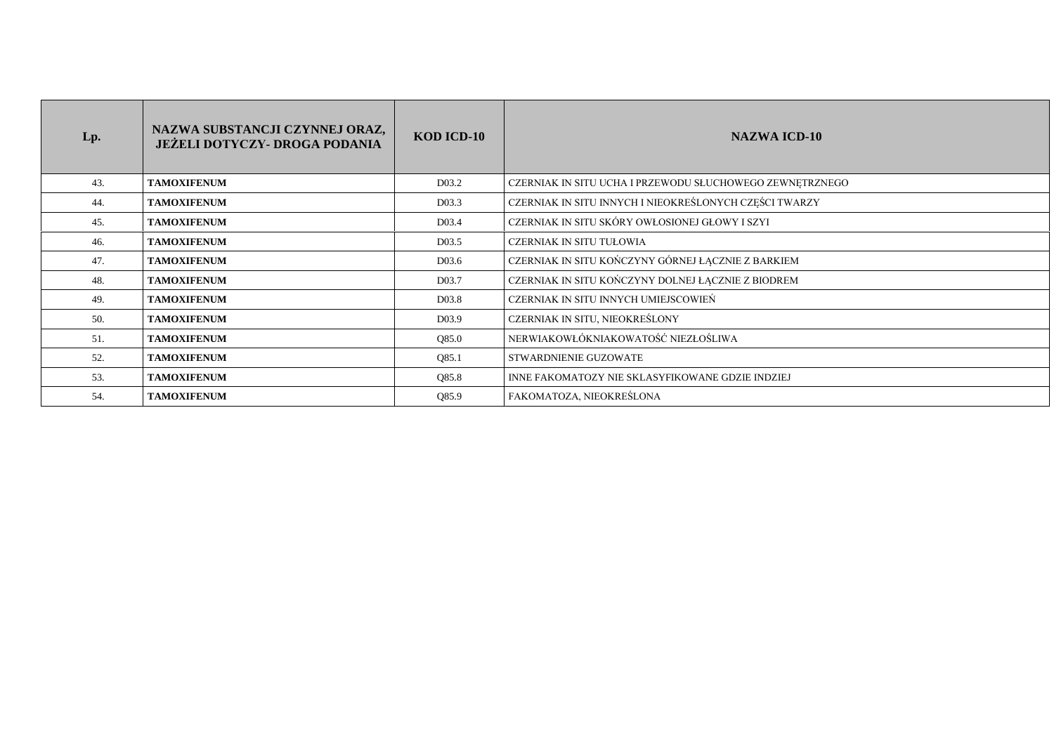| Lp. | NAZWA SUBSTANCJI CZYNNEJ ORAZ, JEŻELI DOTYCZY- DROGA PODANIA | KOD ICD-10 | NAZWA ICD-10 |
|---|---|---|---|
| 43. | **TAMOXIFENUM** | D03.2 | CZERNIAK IN SITU UCHA I PRZEWODU SŁUCHOWEGO ZEWNĘTRZNEGO |
| 44. | **TAMOXIFENUM** | D03.3 | CZERNIAK IN SITU INNYCH I NIEOKREŚLONYCH CZĘŚCI TWARZY |
| 45. | **TAMOXIFENUM** | D03.4 | CZERNIAK IN SITU SKÓRY OWŁOSIONEJ GŁOWY I SZYI |
| 46. | **TAMOXIFENUM** | D03.5 | CZERNIAK IN SITU TUŁOWIA |
| 47. | **TAMOXIFENUM** | D03.6 | CZERNIAK IN SITU KOŃCZYNY GÓRNEJ ŁĄCZNIE Z BARKIEM |
| 48. | **TAMOXIFENUM** | D03.7 | CZERNIAK IN SITU KOŃCZYNY DOLNEJ ŁĄCZNIE Z BIODREM |
| 49. | **TAMOXIFENUM** | D03.8 | CZERNIAK IN SITU INNYCH UMIEJSCOWIEŃ |
| 50. | **TAMOXIFENUM** | D03.9 | CZERNIAK IN SITU, NIEOKREŚLONY |
| 51. | **TAMOXIFENUM** | Q85.0 | NERWIAKOWŁÓKNIAKOWATOŚĆ NIEZŁOŚLIWA |
| 52. | **TAMOXIFENUM** | Q85.1 | STWARDNIENIE GUZOWATE |
| 53. | **TAMOXIFENUM** | Q85.8 | INNE FAKOMATOZY NIE SKLASYFIKOWANE GDZIE INDZIEJ |
| 54. | **TAMOXIFENUM** | Q85.9 | FAKOMATOZA, NIEOKREŚLONA |